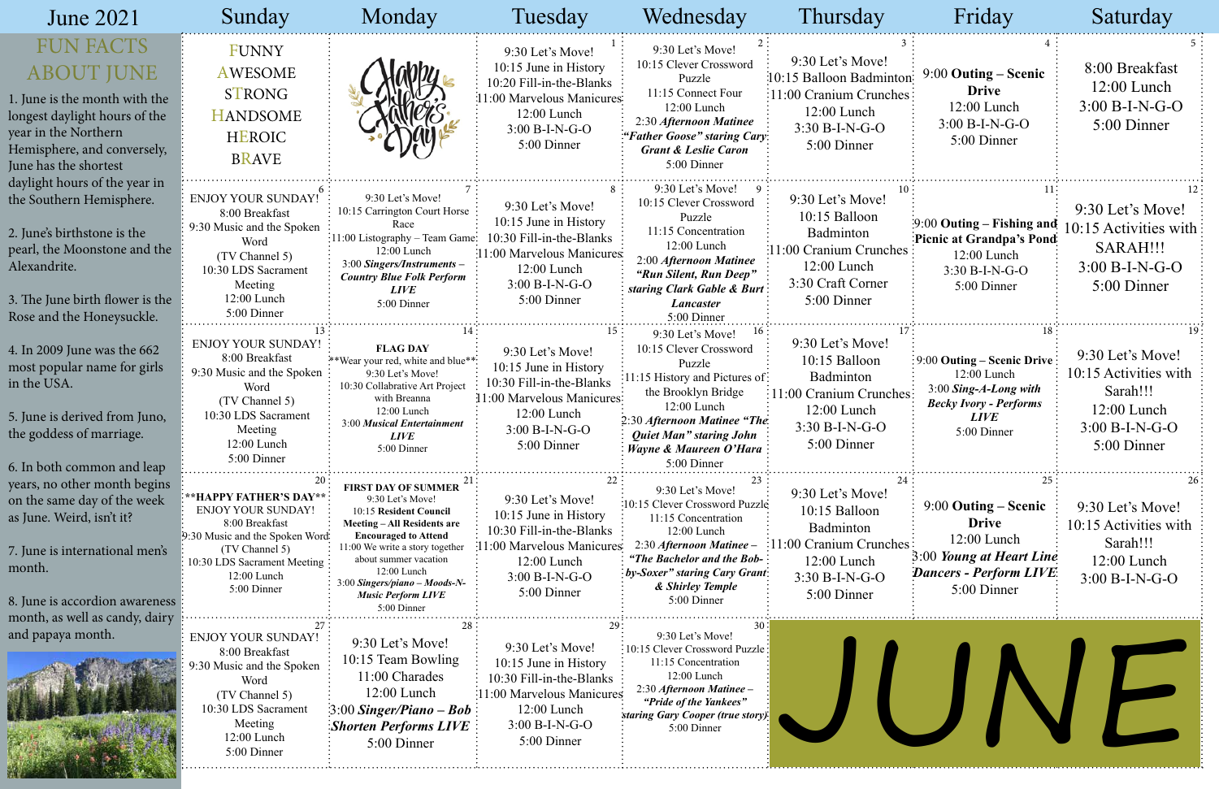# June 2021

## FUN FACTS ABOUT JUNE

1. June is the month with the longest daylight hours of the year in the Northern Hemisphere, and conversely, June has the shortest daylight hours of the year in the Southern Hemisphere.

2. June's birthstone is the pearl, the Moonstone and the Alexandrite.

3. The June birth flower is the Rose and the Honeysuckle.

4. In 2009 June was the 662 most popular name for girls in the USA.

5. June is derived from Juno, the goddess of marriage.

6. In both common and leap years, no other month begins on the same day of the week as June. Weird, isn't it?

7. June is international men's month.

8. June is accordion awareness month, as well as candy, dairy and papaya month.

| Sunday | Monday | Tuesday | Wednesday | Thursday | Friday | Saturday |
|---|---|---|---|---|---|---|
| FUNNY AWESOME STRONG HANDSOME HEROIC BRAVE | Happy Father's Day | **1** 9:30 Let's Move! 10:15 June in History 10:20 Fill-in-the-Blanks 11:00 Marvelous Manicures 12:00 Lunch 3:00 B-I-N-G-O 5:00 Dinner | **2** 9:30 Let's Move! 10:15 Clever Crossword Puzzle 11:15 Connect Four 12:00 Lunch 2:30 ***Afternoon Matinee "Father Goose" staring Cary Grant & Leslie Caron*** 5:00 Dinner | **3** 9:30 Let's Move! 10:15 Balloon Badminton 11:00 Cranium Crunches 12:00 Lunch 3:30 B-I-N-G-O 5:00 Dinner | **4** 9:00 **Outing – Scenic Drive** 12:00 Lunch 3:00 B-I-N-G-O 5:00 Dinner | **5** 8:00 Breakfast 12:00 Lunch 3:00 B-I-N-G-O 5:00 Dinner |
| **6** ENJOY YOUR SUNDAY! 8:00 Breakfast 9:30 Music and the Spoken Word (TV Channel 5) 10:30 LDS Sacrament Meeting 12:00 Lunch 5:00 Dinner | **7** 9:30 Let's Move! 10:15 Carrington Court Horse Race 11:00 Listography – Team Game 12:00 Lunch 3:00 ***Singers/Instruments – Country Blue Folk Perform LIVE*** 5:00 Dinner | **8** 9:30 Let's Move! 10:15 June in History 10:30 Fill-in-the-Blanks 11:00 Marvelous Manicures 12:00 Lunch 3:00 B-I-N-G-O 5:00 Dinner | **9** 9:30 Let's Move! 10:15 Clever Crossword Puzzle 11:15 Concentration 12:00 Lunch 2:00 ***Afternoon Matinee "Run Silent, Run Deep" staring Clark Gable & Burt Lancaster*** 5:00 Dinner | **10** 9:30 Let's Move! 10:15 Balloon Badminton 11:00 Cranium Crunches 12:00 Lunch 3:30 Craft Corner 5:00 Dinner | **11** 9:00 **Outing – Fishing and Picnic at Grandpa's Pond** 12:00 Lunch 3:30 B-I-N-G-O 5:00 Dinner | **12** 9:30 Let's Move! 10:15 Activities with SARAH!!! 3:00 B-I-N-G-O 5:00 Dinner |
| **13** ENJOY YOUR SUNDAY! 8:00 Breakfast 9:30 Music and the Spoken Word (TV Channel 5) 10:30 LDS Sacrament Meeting 12:00 Lunch 5:00 Dinner | **14** **FLAG DAY** **Wear your red, white and blue** 9:30 Let's Move! 10:30 Collabrative Art Project with Breanna 12:00 Lunch 3:00 ***Musical Entertainment LIVE*** 5:00 Dinner | **15** 9:30 Let's Move! 10:15 June in History 10:30 Fill-in-the-Blanks 11:00 Marvelous Manicures 12:00 Lunch 3:00 B-I-N-G-O 5:00 Dinner | **16** 9:30 Let's Move! 10:15 Clever Crossword Puzzle 11:15 History and Pictures of the Brooklyn Bridge 12:00 Lunch 2:30 ***Afternoon Matinee "The Quiet Man" staring John Wayne & Maureen O'Hara*** 5:00 Dinner | **17** 9:30 Let's Move! 10:15 Balloon Badminton 11:00 Cranium Crunches 12:00 Lunch 3:30 B-I-N-G-O 5:00 Dinner | **18** 9:00 **Outing – Scenic Drive** 12:00 Lunch 3:00 ***Sing-A-Long with Becky Ivory - Performs LIVE*** 5:00 Dinner | **19** 9:30 Let's Move! 10:15 Activities with Sarah!!! 12:00 Lunch 3:00 B-I-N-G-O 5:00 Dinner |
| **20** **HAPPY FATHER'S DAY** ENJOY YOUR SUNDAY! 8:00 Breakfast 9:30 Music and the Spoken Word (TV Channel 5) 10:30 LDS Sacrament Meeting 12:00 Lunch 5:00 Dinner | **21** **FIRST DAY OF SUMMER** 9:30 Let's Move! 10:15 **Resident Council Meeting – All Residents are Encouraged to Attend** 11:00 We write a story together about summer vacation 12:00 Lunch 3:00 ***Singers/piano – Moods-N-Music Perform LIVE*** 5:00 Dinner | **22** 9:30 Let's Move! 10:15 June in History 10:30 Fill-in-the-Blanks 11:00 Marvelous Manicures 12:00 Lunch 3:00 B-I-N-G-O 5:00 Dinner | **23** 9:30 Let's Move! 10:15 Clever Crossword Puzzle 11:15 Concentration 12:00 Lunch 2:30 ***Afternoon Matinee – "The Bachelor and the Bob-by-Soxer" staring Cary Grant & Shirley Temple*** 5:00 Dinner | **24** 9:30 Let's Move! 10:15 Balloon Badminton 11:00 Cranium Crunches 12:00 Lunch 3:30 B-I-N-G-O 5:00 Dinner | **25** 9:00 **Outing – Scenic Drive** 12:00 Lunch 3:00 ***Young at Heart Line Dancers - Perform LIVE*** 5:00 Dinner | **26** 9:30 Let's Move! 10:15 Activities with Sarah!!! 12:00 Lunch 3:00 B-I-N-G-O |
| **27** ENJOY YOUR SUNDAY! 8:00 Breakfast 9:30 Music and the Spoken Word (TV Channel 5) 10:30 LDS Sacrament Meeting 12:00 Lunch 5:00 Dinner | **28** 9:30 Let's Move! 10:15 Team Bowling 11:00 Charades 12:00 Lunch 3:00 ***Singer/Piano – Bob Shorten Performs LIVE*** 5:00 Dinner | **29** 9:30 Let's Move! 10:15 June in History 10:30 Fill-in-the-Blanks 11:00 Marvelous Manicures 12:00 Lunch 3:00 B-I-N-G-O 5:00 Dinner | **30** 9:30 Let's Move! 10:15 Clever Crossword Puzzle 11:15 Concentration 12:00 Lunch 2:30 ***Afternoon Matinee – "Pride of the Yankees" staring Gary Cooper (true story)*** 5:00 Dinner | JUNE | | |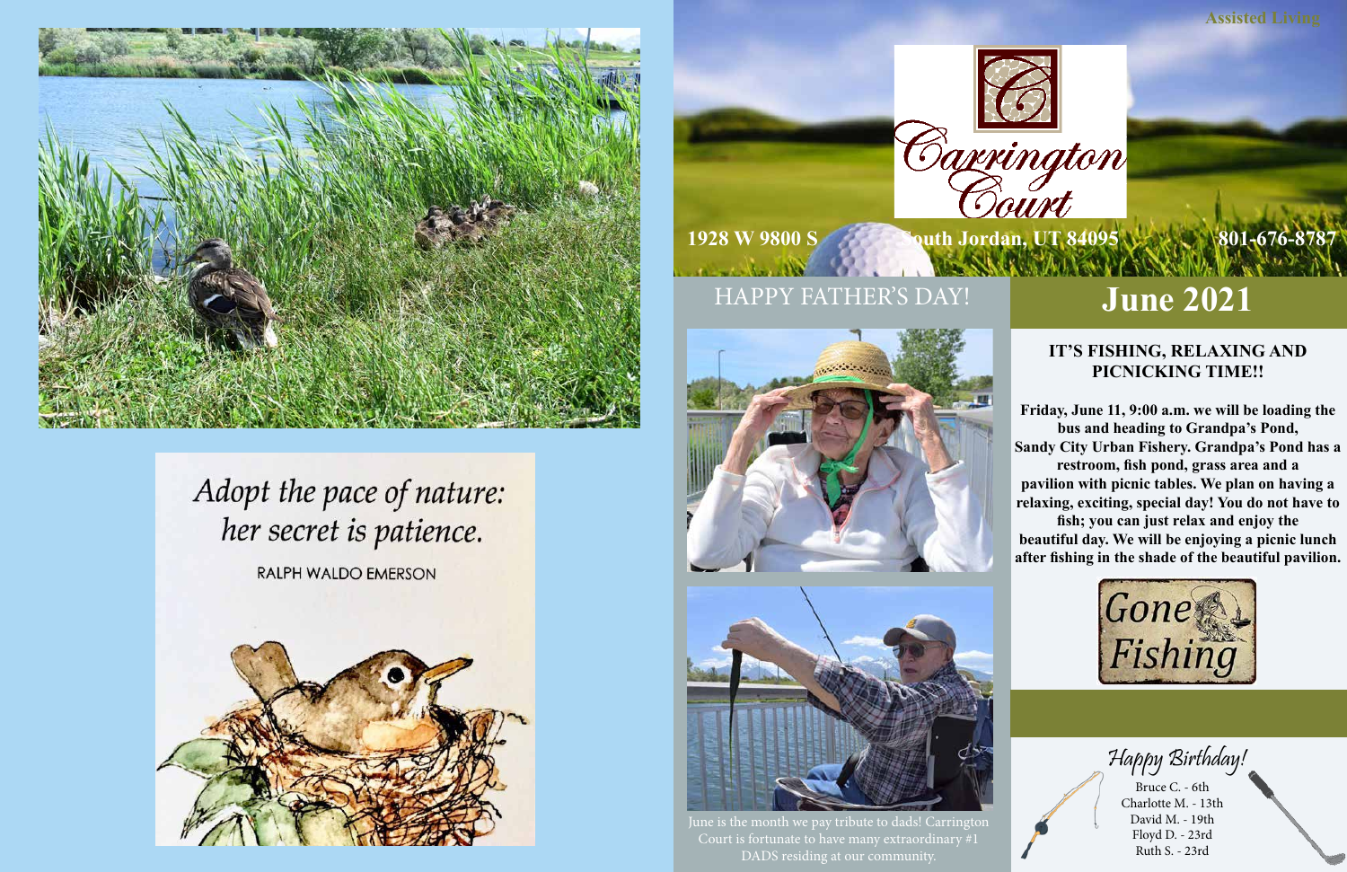Adopt the pace of nature:
her secret is patience.

RALPH WALDO EMERSON

Assisted Living

# Carrington Court

1928 W 9800 S South Jordan, UT 84095 801-676-8787

## HAPPY FATHER'S DAY!

June is the month we pay tribute to dads! Carrington Court is fortunate to have many extraordinary #1 DADS residing at our community.

# June 2021

### IT'S FISHING, RELAXING AND PICNICKING TIME!!

**Friday, June 11, 9:00 a.m. we will be loading the bus and heading to Grandpa's Pond, Sandy City Urban Fishery. Grandpa's Pond has a restroom, fish pond, grass area and a pavilion with picnic tables. We plan on having a relaxing, exciting, special day! You do not have to fish; you can just relax and enjoy the beautiful day. We will be enjoying a picnic lunch after fishing in the shade of the beautiful pavilion.**

Gone Fishing

## Happy Birthday!

Bruce C. - 6th
Charlotte M. - 13th
David M. - 19th
Floyd D. - 23rd
Ruth S. - 23rd